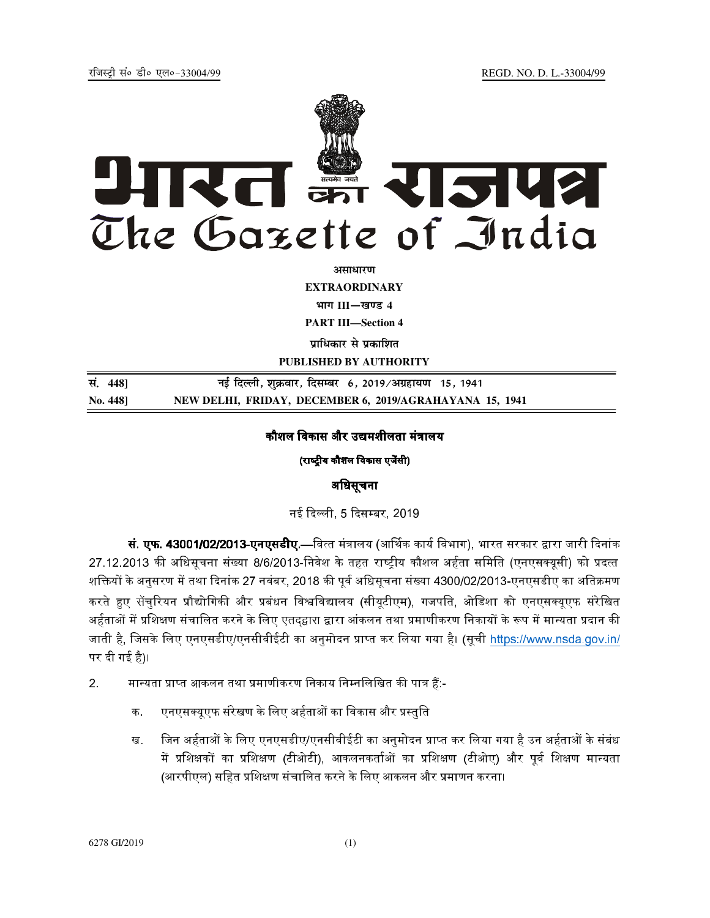रजिस्ट्री सं० डी० एल०-33004/99 REGD. NO. D. L.-33004/99

# भारत का राजपत्र
# The Gazette of India

**असाधारण**

**EXTRAORDINARY**

**भाग III—खण्ड 4**

**PART III—Section 4**

**प्राधिकार से प्रकाशित**

**PUBLISHED BY AUTHORITY**

| | |
|---|---|
| **सं. 448]** | **नई दिल्ली, शुक्रवार, दिसम्बर 6, 2019/अग्रहायण 15, 1941** |
| **No. 448]** | **NEW DELHI, FRIDAY, DECEMBER 6, 2019/AGRAHAYANA 15, 1941** |

## कौशल विकास और उद्यमशीलता मंत्रालय

**(राष्ट्रीय कौशल विकास एजेंसी)**

### अधिसूचना

नई दिल्ली, 5 दिसम्बर, 2019

**सं. एफ. 43001/02/2013-एनएसडीए.**—वित्त मंत्रालय (आर्थिक कार्य विभाग), भारत सरकार द्वारा जारी दिनांक 27.12.2013 की अधिसूचना संख्या 8/6/2013-निवेश के तहत राष्ट्रीय कौशल अर्हता समिति (एनएसक्यूसी) को प्रदत्त शक्तियों के अनुसरण में तथा दिनांक 27 नवंबर, 2018 की पूर्व अधिसूचना संख्या 4300/02/2013-एनएसडीए का अतिक्रमण करते हुए सेंचुरियन प्रौद्योगिकी और प्रबंधन विश्वविद्यालय (सीयूटीएम), गजपति, ओडिशा को एनएसक्यूएफ संरेखित अर्हताओं में प्रशिक्षण संचालित करने के लिए एतद्द्वारा द्वारा आंकलन तथा प्रमाणीकरण निकायों के रूप में मान्यता प्रदान की जाती है, जिसके लिए एनएसडीए/एनसीवीईटी का अनुमोदन प्राप्त कर लिया गया है। (सूची https://www.nsda.gov.in/ पर दी गई है)।

2. मान्यता प्राप्त आकलन तथा प्रमाणीकरण निकाय निम्नलिखित की पात्र हैं:-

क. एनएसक्यूएफ संरेखण के लिए अर्हताओं का विकास और प्रस्तुति

ख. जिन अर्हताओं के लिए एनएसडीए/एनसीवीईटी का अनुमोदन प्राप्त कर लिया गया है उन अर्हताओं के संबंध में प्रशिक्षकों का प्रशिक्षण (टीओटी), आकलनकर्ताओं का प्रशिक्षण (टीओए) और पूर्व शिक्षण मान्यता (आरपीएल) सहित प्रशिक्षण संचालित करने के लिए आकलन और प्रमाणन करना।

6278 GI/2019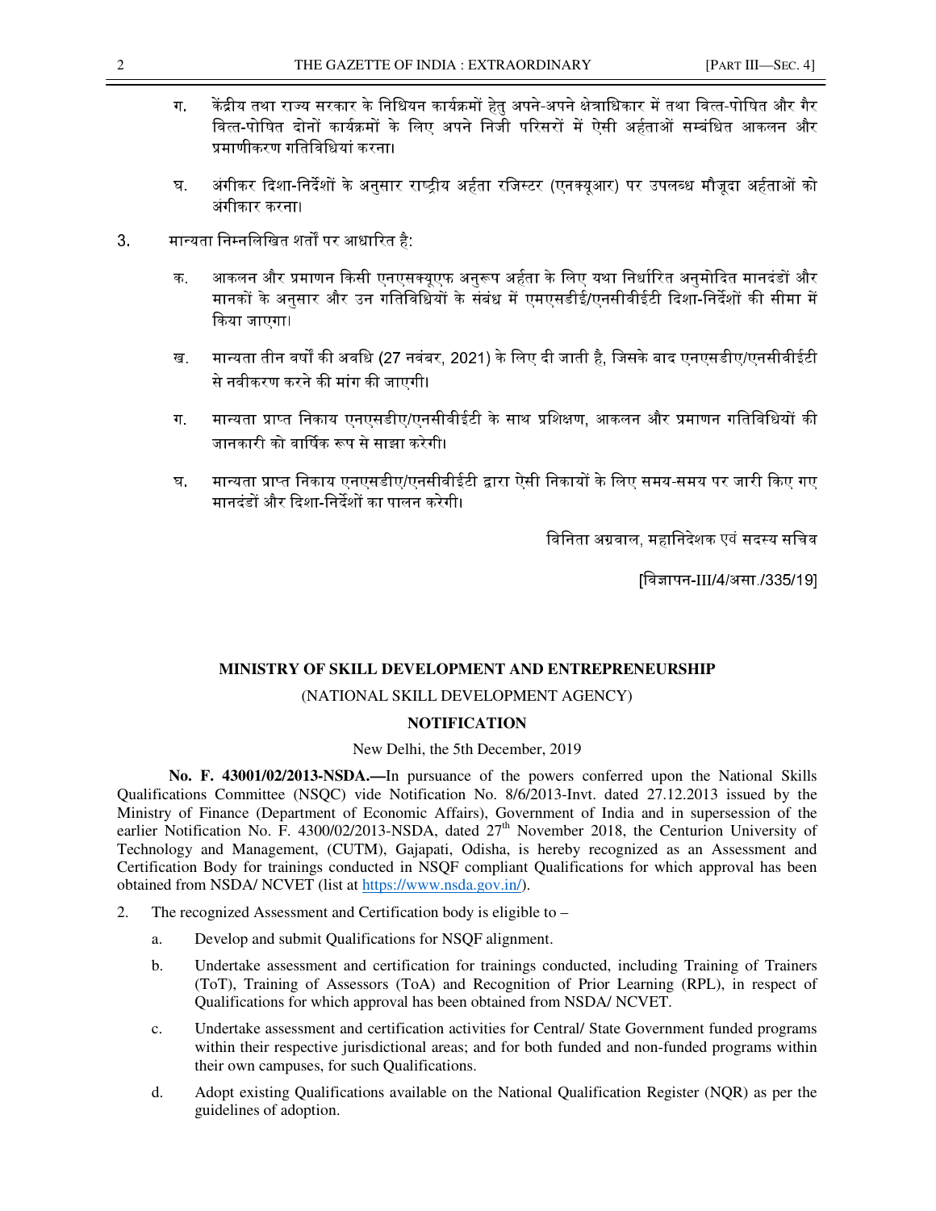ग. केंद्रीय तथा राज्य सरकार के निधियन कार्यक्रमों हेतु अपने-अपने क्षेत्राधिकार में तथा वित्त-पोषित और गैर वित्त-पोषित दोनों कार्यक्रमों के लिए अपने निजी परिसरों में ऐसी अर्हताओं सम्बंधित आकलन और प्रमाणीकरण गतिविधियां करना।

घ. अंगीकर दिशा-निर्देशों के अनुसार राष्ट्रीय अर्हता रजिस्टर (एनक्यूआर) पर उपलब्ध मौजूदा अर्हताओं को अंगीकार करना।

3. मान्यता निम्नलिखित शर्तों पर आधारित है:

क. आकलन और प्रमाणन किसी एनएसक्यूएफ अनुरूप अर्हता के लिए यथा निर्धारित अनुमोदित मानदंडों और मानकों के अनुसार और उन गतिविधियों के संबंध में एमएसडीई/एनसीवीईटी दिशा-निर्देशों की सीमा में किया जाएगा।

ख. मान्यता तीन वर्षों की अवधि (27 नवंबर, 2021) के लिए दी जाती है, जिसके बाद एनएसडीए/एनसीवीईटी से नवीकरण करने की मांग की जाएगी।

ग. मान्यता प्राप्त निकाय एनएसडीए/एनसीवीईटी के साथ प्रशिक्षण, आकलन और प्रमाणन गतिविधियों की जानकारी को वार्षिक रूप से साझा करेगी।

घ. मान्यता प्राप्त निकाय एनएसडीए/एनसीवीईटी द्वारा ऐसी निकायों के लिए समय-समय पर जारी किए गए मानदंडों और दिशा-निर्देशों का पालन करेगी।

विनिता अग्रवाल, महानिदेशक एवं सदस्य सचिव

[विज्ञापन-III/4/असा./335/19]

## MINISTRY OF SKILL DEVELOPMENT AND ENTREPRENEURSHIP

(NATIONAL SKILL DEVELOPMENT AGENCY)

### NOTIFICATION

New Delhi, the 5th December, 2019

**No. F. 43001/02/2013-NSDA.—**In pursuance of the powers conferred upon the National Skills Qualifications Committee (NSQC) vide Notification No. 8/6/2013-Invt. dated 27.12.2013 issued by the Ministry of Finance (Department of Economic Affairs), Government of India and in supersession of the earlier Notification No. F. 4300/02/2013-NSDA, dated 27th November 2018, the Centurion University of Technology and Management, (CUTM), Gajapati, Odisha, is hereby recognized as an Assessment and Certification Body for trainings conducted in NSQF compliant Qualifications for which approval has been obtained from NSDA/ NCVET (list at https://www.nsda.gov.in/).

2. The recognized Assessment and Certification body is eligible to –

a. Develop and submit Qualifications for NSQF alignment.

b. Undertake assessment and certification for trainings conducted, including Training of Trainers (ToT), Training of Assessors (ToA) and Recognition of Prior Learning (RPL), in respect of Qualifications for which approval has been obtained from NSDA/ NCVET.

c. Undertake assessment and certification activities for Central/ State Government funded programs within their respective jurisdictional areas; and for both funded and non-funded programs within their own campuses, for such Qualifications.

d. Adopt existing Qualifications available on the National Qualification Register (NQR) as per the guidelines of adoption.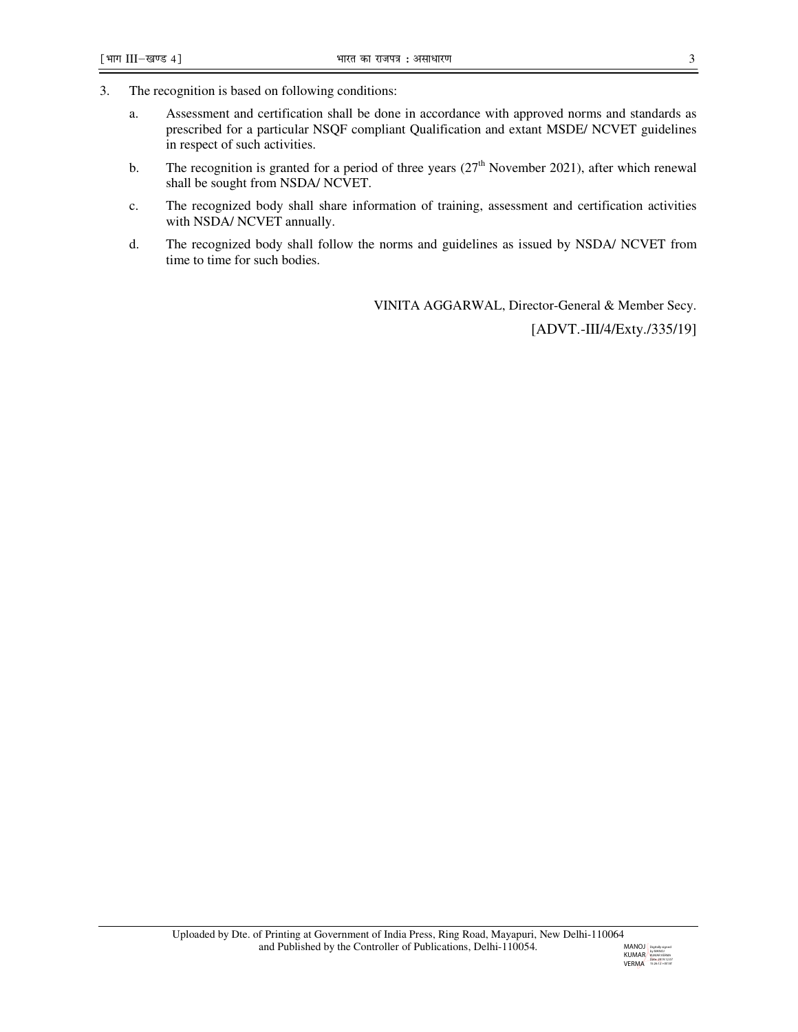3. The recognition is based on following conditions:

   a. Assessment and certification shall be done in accordance with approved norms and standards as prescribed for a particular NSQF compliant Qualification and extant MSDE/ NCVET guidelines in respect of such activities.

   b. The recognition is granted for a period of three years (27th November 2021), after which renewal shall be sought from NSDA/ NCVET.

   c. The recognized body shall share information of training, assessment and certification activities with NSDA/ NCVET annually.

   d. The recognized body shall follow the norms and guidelines as issued by NSDA/ NCVET from time to time for such bodies.

VINITA AGGARWAL, Director-General & Member Secy.

[ADVT.-III/4/Exty./335/19]

Uploaded by Dte. of Printing at Government of India Press, Ring Road, Mayapuri, New Delhi-110064 and Published by the Controller of Publications, Delhi-110054.